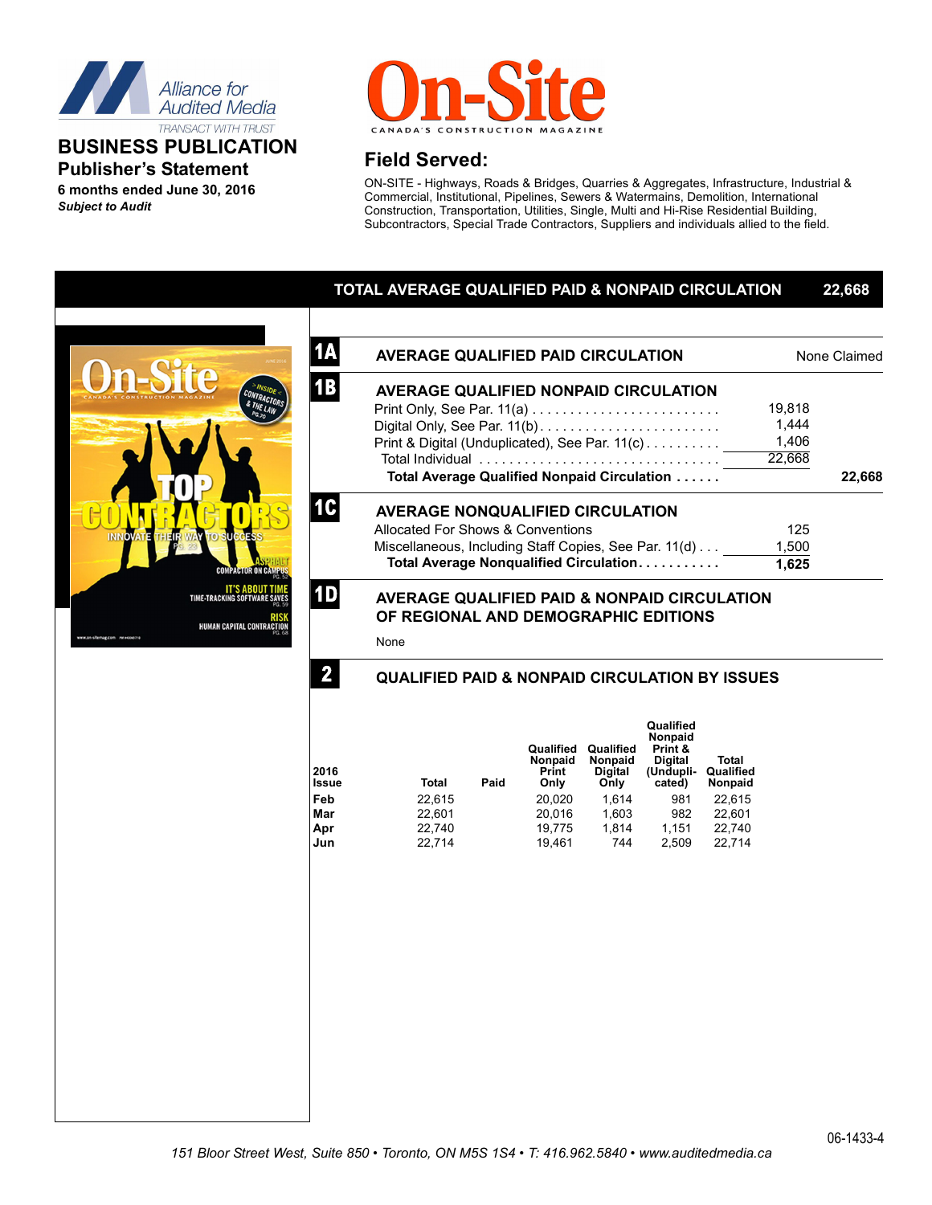Alliance for Audited Media

TRANSACT WITH TRUST

# BUSINESS PUBLICATION

## Publisher's Statement

**6 months ended June 30, 2016**

***Subject to Audit***

# On-Site

CANADA'S CONSTRUCTION MAGAZINE

## Field Served:

ON-SITE - Highways, Roads & Bridges, Quarries & Aggregates, Infrastructure, Industrial & Commercial, Institutional, Pipelines, Sewers & Watermains, Demolition, International Construction, Transportation, Utilities, Single, Multi and Hi-Rise Residential Building, Subcontractors, Special Trade Contractors, Suppliers and individuals allied to the field.

## TOTAL AVERAGE QUALIFIED PAID & NONPAID CIRCULATION 22,668

### 1A AVERAGE QUALIFIED PAID CIRCULATION

None Claimed

### 1B AVERAGE QUALIFIED NONPAID CIRCULATION

| | | |
|---|---|---|
| Print Only, See Par. 11(a) | 19,818 | |
| Digital Only, See Par. 11(b) | 1,444 | |
| Print & Digital (Unduplicated), See Par. 11(c) | 1,406 | |
| Total Individual | 22,668 | |
| **Total Average Qualified Nonpaid Circulation** | | **22,668** |

### 1C AVERAGE NONQUALIFIED CIRCULATION

| | |
|---|---|
| Allocated For Shows & Conventions | 125 |
| Miscellaneous, Including Staff Copies, See Par. 11(d) | 1,500 |
| **Total Average Nonqualified Circulation** | **1,625** |

### 1D AVERAGE QUALIFIED PAID & NONPAID CIRCULATION OF REGIONAL AND DEMOGRAPHIC EDITIONS

None

### 2 QUALIFIED PAID & NONPAID CIRCULATION BY ISSUES

| 2016 Issue | Total | Paid | Qualified Nonpaid Print Only | Qualified Nonpaid Digital Only | Qualified Nonpaid Print & Digital (Unduplicated) | Total Qualified Nonpaid |
|---|---|---|---|---|---|---|
| Feb | 22,615 | | 20,020 | 1,614 | 981 | 22,615 |
| Mar | 22,601 | | 20,016 | 1,603 | 982 | 22,601 |
| Apr | 22,740 | | 19,775 | 1,814 | 1,151 | 22,740 |
| Jun | 22,714 | | 19,461 | 744 | 2,509 | 22,714 |

06-1433-4

*151 Bloor Street West, Suite 850 • Toronto, ON M5S 1S4 • T: 416.962.5840 • www.auditedmedia.ca*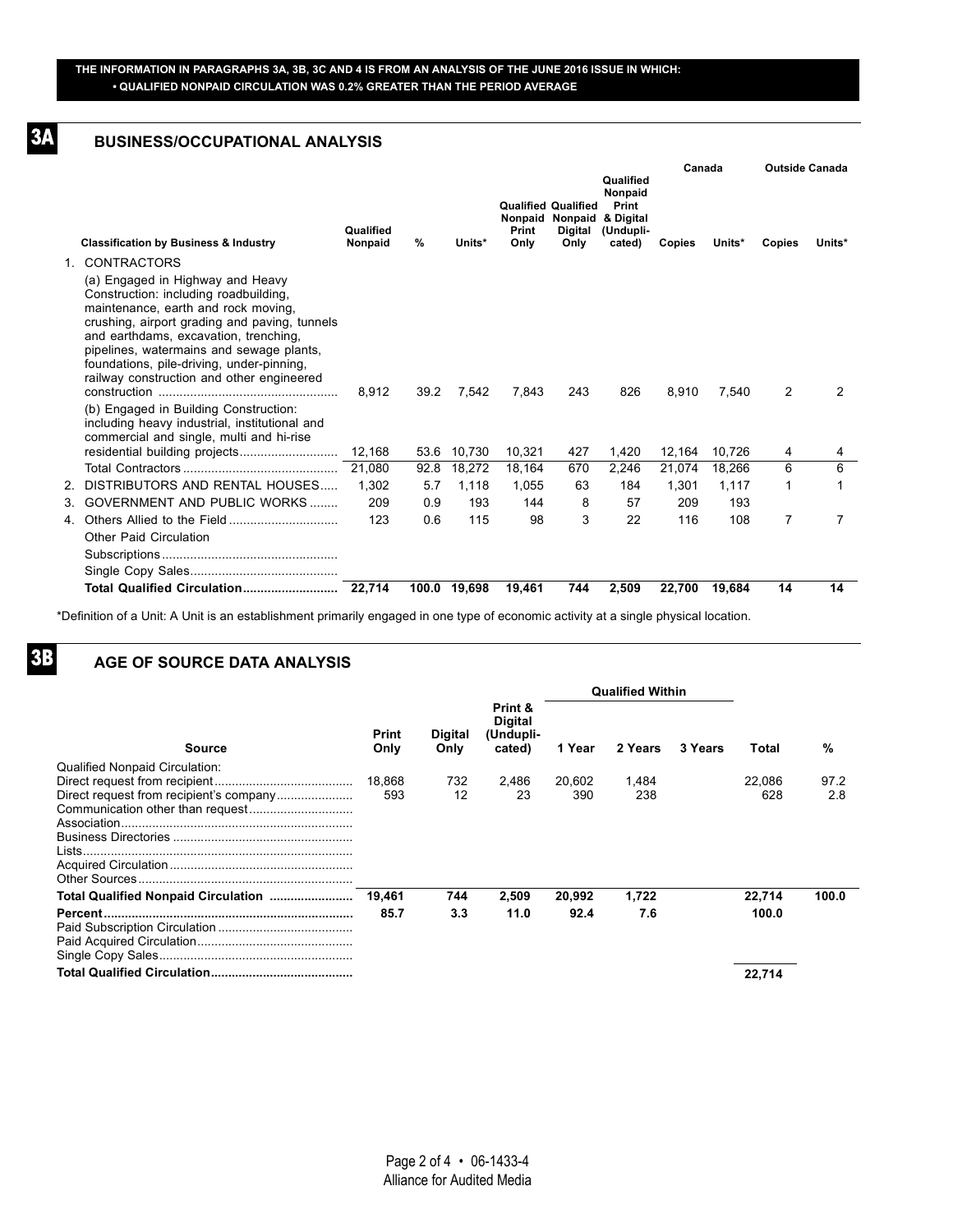**THE INFORMATION IN PARAGRAPHS 3A, 3B, 3C AND 4 IS FROM AN ANALYSIS OF THE JUNE 2016 ISSUE IN WHICH:**
**• QUALIFIED NONPAID CIRCULATION WAS 0.2% GREATER THAN THE PERIOD AVERAGE**

## 3A BUSINESS/OCCUPATIONAL ANALYSIS

| Classification by Business & Industry | Qualified Nonpaid | % | Units* | Qualified Nonpaid Print Only | Qualified Nonpaid Digital Only | Qualified Nonpaid Print & Digital (Unduplicated) | Canada Copies | Canada Units* | Outside Canada Copies | Outside Canada Units* |
|---|---|---|---|---|---|---|---|---|---|---|
| 1. CONTRACTORS | | | | | | | | | | |
| (a) Engaged in Highway and Heavy Construction: including roadbuilding, maintenance, earth and rock moving, crushing, airport grading and paving, tunnels and earthdams, excavation, trenching, pipelines, watermains and sewage plants, foundations, pile-driving, under-pinning, railway construction and other engineered construction | 8,912 | 39.2 | 7,542 | 7,843 | 243 | 826 | 8,910 | 7,540 | 2 | 2 |
| (b) Engaged in Building Construction: including heavy industrial, institutional and commercial and single, multi and hi-rise residential building projects | 12,168 | 53.6 | 10,730 | 10,321 | 427 | 1,420 | 12,164 | 10,726 | 4 | 4 |
| Total Contractors | 21,080 | 92.8 | 18,272 | 18,164 | 670 | 2,246 | 21,074 | 18,266 | 6 | 6 |
| 2. DISTRIBUTORS AND RENTAL HOUSES | 1,302 | 5.7 | 1,118 | 1,055 | 63 | 184 | 1,301 | 1,117 | 1 | 1 |
| 3. GOVERNMENT AND PUBLIC WORKS | 209 | 0.9 | 193 | 144 | 8 | 57 | 209 | 193 | | |
| 4. Others Allied to the Field | 123 | 0.6 | 115 | 98 | 3 | 22 | 116 | 108 | 7 | 7 |
| Other Paid Circulation | | | | | | | | | | |
| Subscriptions | | | | | | | | | | |
| Single Copy Sales | | | | | | | | | | |
| **Total Qualified Circulation** | **22,714** | **100.0** | **19,698** | **19,461** | **744** | **2,509** | **22,700** | **19,684** | **14** | **14** |

*Definition of a Unit: A Unit is an establishment primarily engaged in one type of economic activity at a single physical location.

## 3B AGE OF SOURCE DATA ANALYSIS

| Source | Print Only | Digital Only | Print & Digital (Unduplicated) | Qualified Within 1 Year | Qualified Within 2 Years | Qualified Within 3 Years | Total | % |
|---|---|---|---|---|---|---|---|---|
| Qualified Nonpaid Circulation: | | | | | | | | |
| Direct request from recipient | 18,868 | 732 | 2,486 | 20,602 | 1,484 | | 22,086 | 97.2 |
| Direct request from recipient's company | 593 | 12 | 23 | 390 | 238 | | 628 | 2.8 |
| Communication other than request | | | | | | | | |
| Association | | | | | | | | |
| Business Directories | | | | | | | | |
| Lists | | | | | | | | |
| Acquired Circulation | | | | | | | | |
| Other Sources | | | | | | | | |
| **Total Qualified Nonpaid Circulation** | **19,461** | **744** | **2,509** | **20,992** | **1,722** | | **22,714** | **100.0** |
| **Percent** | **85.7** | **3.3** | **11.0** | **92.4** | **7.6** | | **100.0** | |
| Paid Subscription Circulation | | | | | | | | |
| Paid Acquired Circulation | | | | | | | | |
| Single Copy Sales | | | | | | | | |
| **Total Qualified Circulation** | | | | | | | **22,714** | |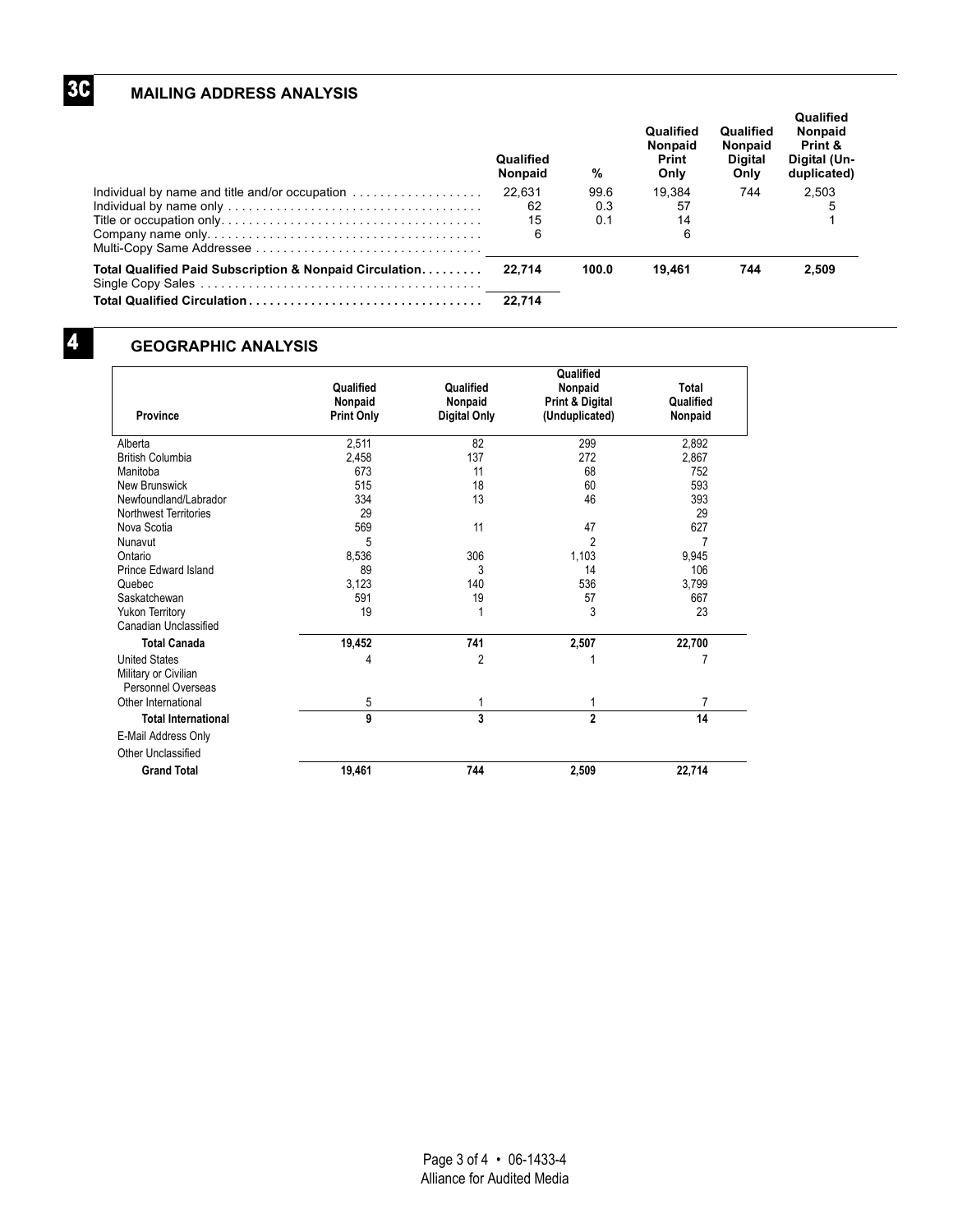## 3C MAILING ADDRESS ANALYSIS

| | Qualified Nonpaid | % | Qualified Nonpaid Print Only | Qualified Nonpaid Digital Only | Qualified Nonpaid Print & Digital (Un-duplicated) |
|---|---|---|---|---|---|
| Individual by name and title and/or occupation | 22,631 | 99.6 | 19,384 | 744 | 2,503 |
| Individual by name only | 62 | 0.3 | 57 | | 5 |
| Title or occupation only | 15 | 0.1 | 14 | | 1 |
| Company name only | 6 | | 6 | | |
| Multi-Copy Same Addressee | | | | | |
| **Total Qualified Paid Subscription & Nonpaid Circulation** | **22,714** | **100.0** | **19,461** | **744** | **2,509** |
| Single Copy Sales | | | | | |
| **Total Qualified Circulation** | **22,714** | | | | |

## 4 GEOGRAPHIC ANALYSIS

| Province | Qualified Nonpaid Print Only | Qualified Nonpaid Digital Only | Qualified Nonpaid Print & Digital (Unduplicated) | Total Qualified Nonpaid |
|---|---|---|---|---|
| Alberta | 2,511 | 82 | 299 | 2,892 |
| British Columbia | 2,458 | 137 | 272 | 2,867 |
| Manitoba | 673 | 11 | 68 | 752 |
| New Brunswick | 515 | 18 | 60 | 593 |
| Newfoundland/Labrador | 334 | 13 | 46 | 393 |
| Northwest Territories | 29 | | | 29 |
| Nova Scotia | 569 | 11 | 47 | 627 |
| Nunavut | 5 | | 2 | 7 |
| Ontario | 8,536 | 306 | 1,103 | 9,945 |
| Prince Edward Island | 89 | 3 | 14 | 106 |
| Quebec | 3,123 | 140 | 536 | 3,799 |
| Saskatchewan | 591 | 19 | 57 | 667 |
| Yukon Territory | 19 | 1 | 3 | 23 |
| Canadian Unclassified | | | | |
| **Total Canada** | **19,452** | **741** | **2,507** | **22,700** |
| United States | 4 | 2 | 1 | 7 |
| Military or Civilian Personnel Overseas | | | | |
| Other International | 5 | 1 | 1 | 7 |
| **Total International** | **9** | **3** | **2** | **14** |
| E-Mail Address Only | | | | |
| Other Unclassified | | | | |
| **Grand Total** | **19,461** | **744** | **2,509** | **22,714** |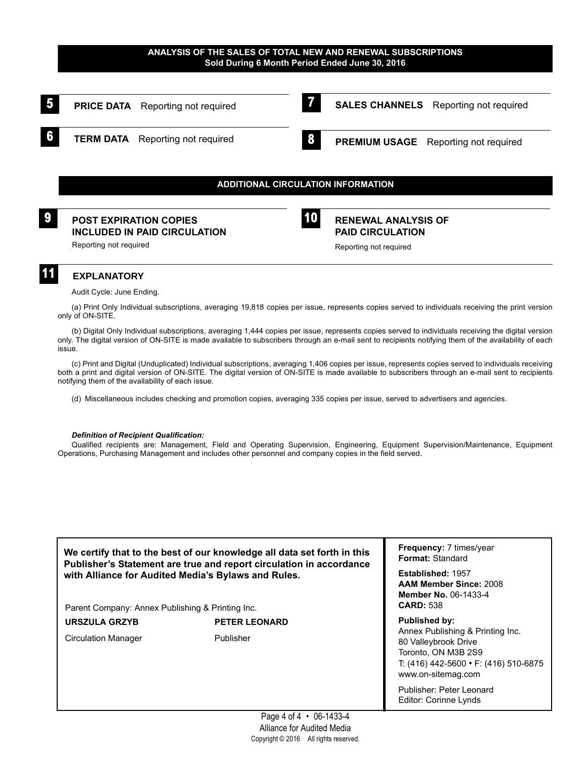## ANALYSIS OF THE SALES OF TOTAL NEW AND RENEWAL SUBSCRIPTIONS
**Sold During 6 Month Period Ended June 30, 2016**

### 5 PRICE DATA
Reporting not required

### 6 TERM DATA
Reporting not required

### 7 SALES CHANNELS
Reporting not required

### 8 PREMIUM USAGE
Reporting not required

## ADDITIONAL CIRCULATION INFORMATION

### 9 POST EXPIRATION COPIES INCLUDED IN PAID CIRCULATION
Reporting not required

### 10 RENEWAL ANALYSIS OF PAID CIRCULATION
Reporting not required

### 11 EXPLANATORY

Audit Cycle: June Ending.

(a) Print Only Individual subscriptions, averaging 19,818 copies per issue, represents copies served to individuals receiving the print version only of ON-SITE.

(b) Digital Only Individual subscriptions, averaging 1,444 copies per issue, represents copies served to individuals receiving the digital version only. The digital version of ON-SITE is made available to subscribers through an e-mail sent to recipients notifying them of the availability of each issue.

(c) Print and Digital (Unduplicated) Individual subscriptions, averaging 1,406 copies per issue, represents copies served to individuals receiving both a print and digital version of ON-SITE. The digital version of ON-SITE is made available to subscribers through an e-mail sent to recipients notifying them of the availability of each issue.

(d) Miscellaneous includes checking and promotion copies, averaging 335 copies per issue, served to advertisers and agencies.

***Definition of Recipient Qualification:***

Qualified recipients are: Management, Field and Operating Supervision, Engineering, Equipment Supervision/Maintenance, Equipment Operations, Purchasing Management and includes other personnel and company copies in the field served.

**We certify that to the best of our knowledge all data set forth in this Publisher's Statement are true and report circulation in accordance with Alliance for Audited Media's Bylaws and Rules.**

Parent Company: Annex Publishing & Printing Inc.

| **URSZULA GRZYB** | **PETER LEONARD** |
|---|---|
| Circulation Manager | Publisher |

**Frequency:** 7 times/year
**Format:** Standard

**Established:** 1957
**AAM Member Since:** 2008
**Member No.** 06-1433-4
**CARD:** 538

**Published by:**
Annex Publishing & Printing Inc.
80 Valleybrook Drive
Toronto, ON M3B 2S9
T: (416) 442-5600 • F: (416) 510-6875
www.on-sitemag.com

Publisher: Peter Leonard
Editor: Corinne Lynds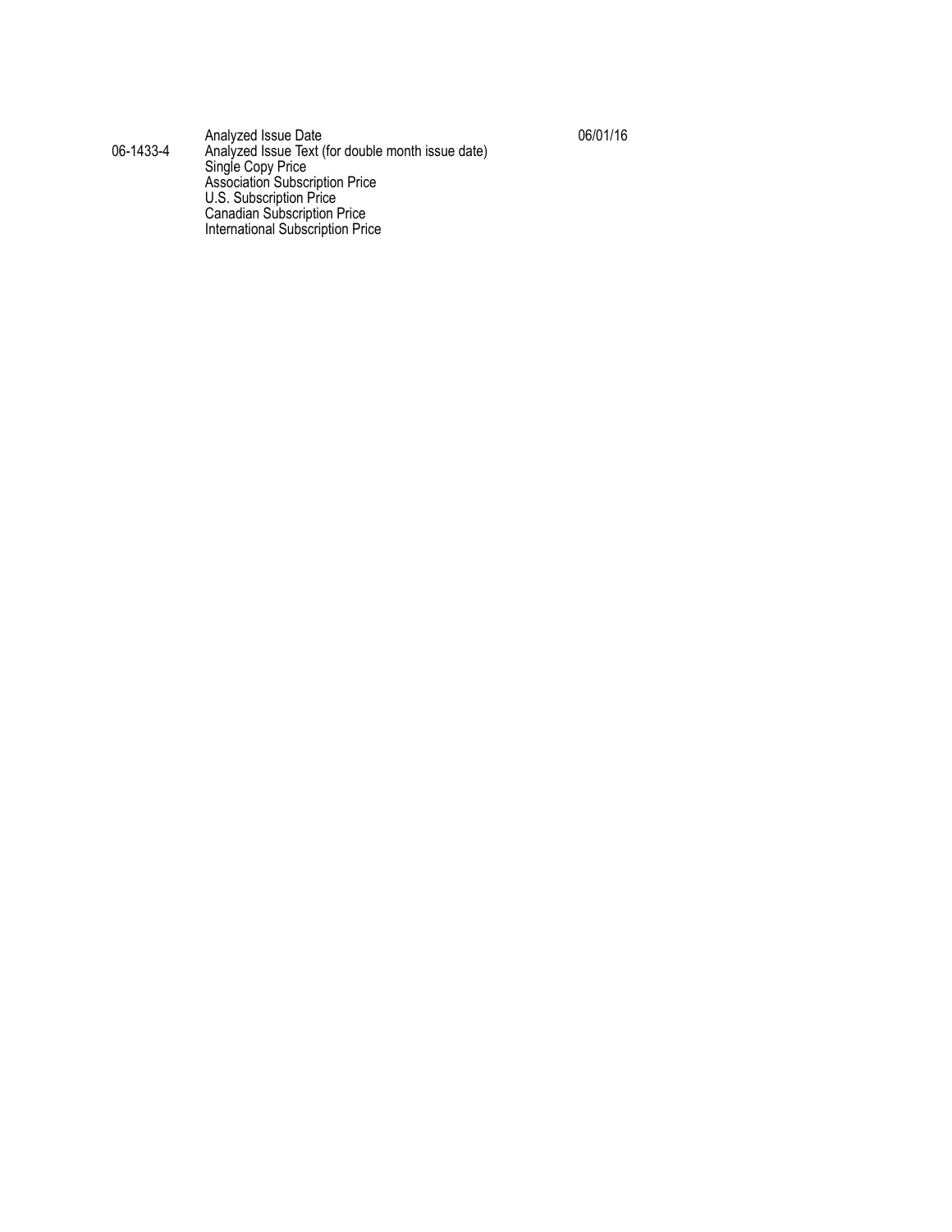| | | |
|---|---|---|
| | Analyzed Issue Date | 06/01/16 |
| 06-1433-4 | Analyzed Issue Text (for double month issue date) | |
| | Single Copy Price | |
| | Association Subscription Price | |
| | U.S. Subscription Price | |
| | Canadian Subscription Price | |
| | International Subscription Price | |